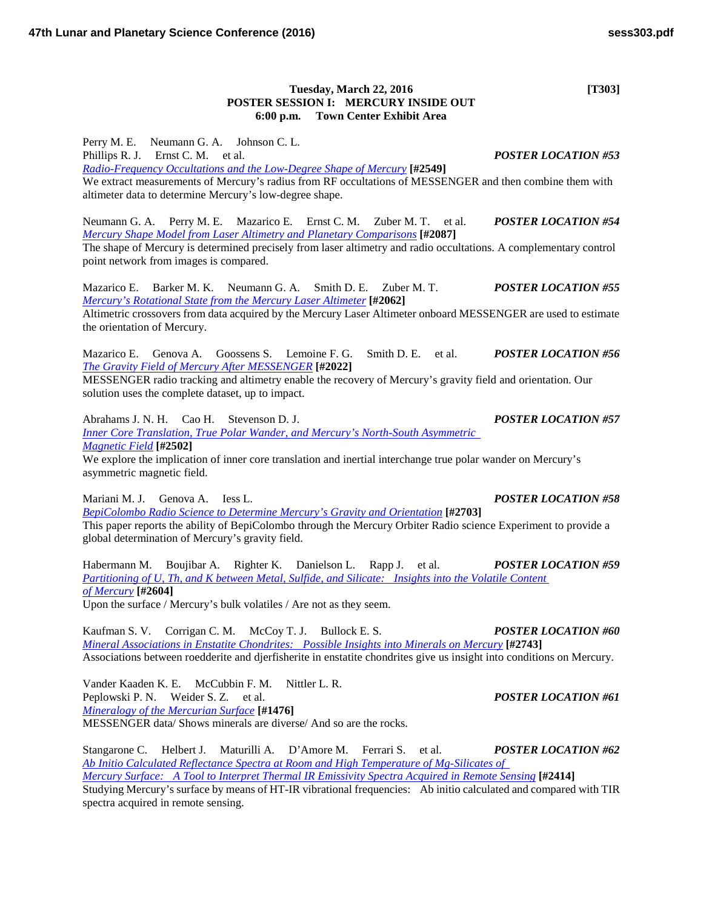**Tuesday, March 22, 2016 [T303]**
**POSTER SESSION I: MERCURY INSIDE OUT**
**6:00 p.m. Town Center Exhibit Area**

Perry M. E. Neumann G. A. Johnson C. L.
Phillips R. J. Ernst C. M. et al. ***POSTER LOCATION #53***
*Radio-Frequency Occultations and the Low-Degree Shape of Mercury* **[#2549]**
We extract measurements of Mercury's radius from RF occultations of MESSENGER and then combine them with altimeter data to determine Mercury's low-degree shape.

Neumann G. A. Perry M. E. Mazarico E. Ernst C. M. Zuber M. T. et al. ***POSTER LOCATION #54***
*Mercury Shape Model from Laser Altimetry and Planetary Comparisons* **[#2087]**
The shape of Mercury is determined precisely from laser altimetry and radio occultations. A complementary control point network from images is compared.

Mazarico E. Barker M. K. Neumann G. A. Smith D. E. Zuber M. T. ***POSTER LOCATION #55***
*Mercury's Rotational State from the Mercury Laser Altimeter* **[#2062]**
Altimetric crossovers from data acquired by the Mercury Laser Altimeter onboard MESSENGER are used to estimate the orientation of Mercury.

Mazarico E. Genova A. Goossens S. Lemoine F. G. Smith D. E. et al. ***POSTER LOCATION #56***
*The Gravity Field of Mercury After MESSENGER* **[#2022]**
MESSENGER radio tracking and altimetry enable the recovery of Mercury's gravity field and orientation. Our solution uses the complete dataset, up to impact.

Abrahams J. N. H. Cao H. Stevenson D. J. ***POSTER LOCATION #57***
*Inner Core Translation, True Polar Wander, and Mercury's North-South Asymmetric Magnetic Field* **[#2502]**
We explore the implication of inner core translation and inertial interchange true polar wander on Mercury's asymmetric magnetic field.

Mariani M. J. Genova A. Iess L. ***POSTER LOCATION #58***
*BepiColombo Radio Science to Determine Mercury's Gravity and Orientation* **[#2703]**
This paper reports the ability of BepiColombo through the Mercury Orbiter Radio science Experiment to provide a global determination of Mercury's gravity field.

Habermann M. Boujibar A. Righter K. Danielson L. Rapp J. et al. ***POSTER LOCATION #59***
*Partitioning of U, Th, and K between Metal, Sulfide, and Silicate: Insights into the Volatile Content of Mercury* **[#2604]**
Upon the surface / Mercury's bulk volatiles / Are not as they seem.

Kaufman S. V. Corrigan C. M. McCoy T. J. Bullock E. S. ***POSTER LOCATION #60***
*Mineral Associations in Enstatite Chondrites: Possible Insights into Minerals on Mercury* **[#2743]**
Associations between roedderite and djerfisherite in enstatite chondrites give us insight into conditions on Mercury.

Vander Kaaden K. E. McCubbin F. M. Nittler L. R.
Peplowski P. N. Weider S. Z. et al. ***POSTER LOCATION #61***
*Mineralogy of the Mercurian Surface* **[#1476]**
MESSENGER data/ Shows minerals are diverse/ And so are the rocks.

Stangarone C. Helbert J. Maturilli A. D'Amore M. Ferrari S. et al. ***POSTER LOCATION #62***
*Ab Initio Calculated Reflectance Spectra at Room and High Temperature of Mg-Silicates of Mercury Surface: A Tool to Interpret Thermal IR Emissivity Spectra Acquired in Remote Sensing* **[#2414]**
Studying Mercury's surface by means of HT-IR vibrational frequencies: Ab initio calculated and compared with TIR spectra acquired in remote sensing.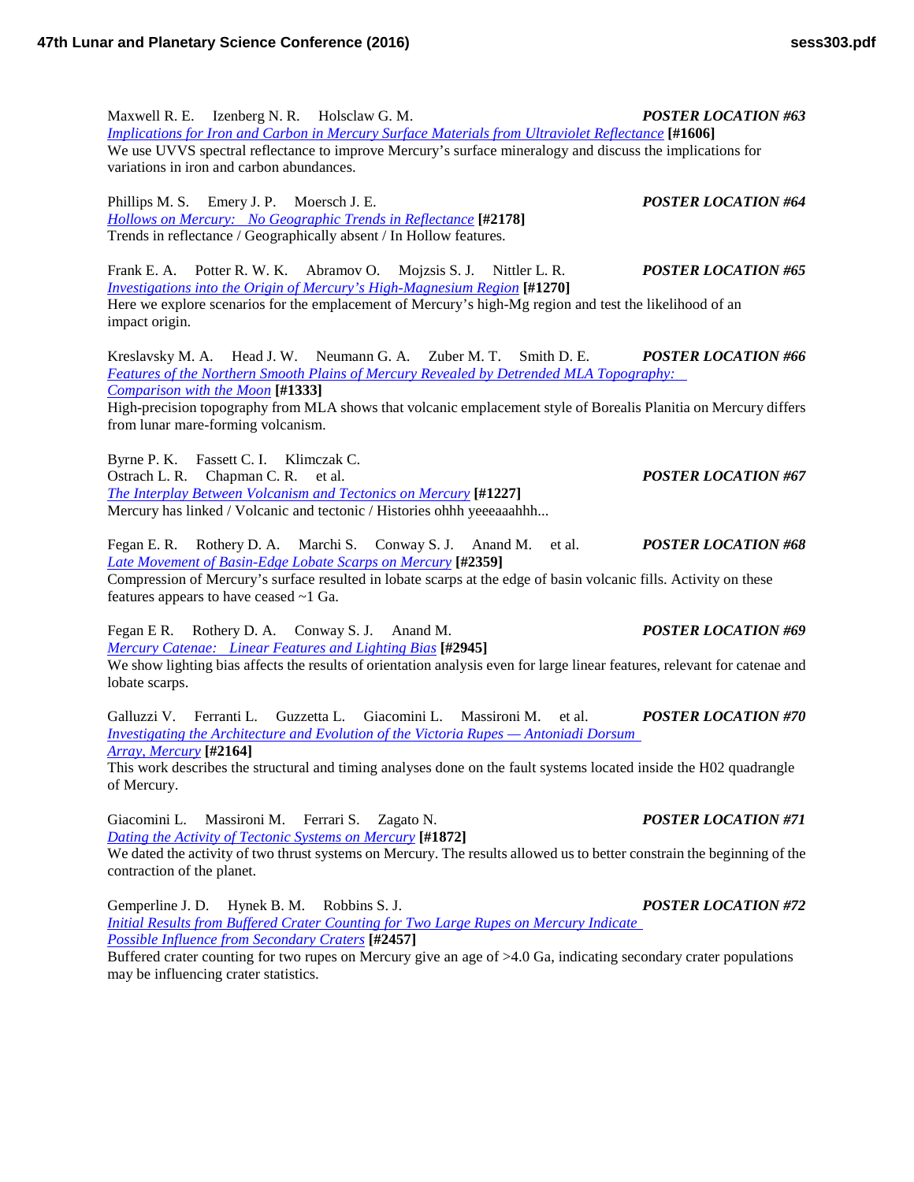Maxwell R. E.   Izenberg N. R.   Holsclaw G. M.   ***POSTER LOCATION #63***
*Implications for Iron and Carbon in Mercury Surface Materials from Ultraviolet Reflectance* **[#1606]**
We use UVVS spectral reflectance to improve Mercury's surface mineralogy and discuss the implications for variations in iron and carbon abundances.

Phillips M. S.   Emery J. P.   Moersch J. E.   ***POSTER LOCATION #64***
*Hollows on Mercury: No Geographic Trends in Reflectance* **[#2178]**
Trends in reflectance / Geographically absent / In Hollow features.

Frank E. A.   Potter R. W. K.   Abramov O.   Mojzsis S. J.   Nittler L. R.   ***POSTER LOCATION #65***
*Investigations into the Origin of Mercury's High-Magnesium Region* **[#1270]**
Here we explore scenarios for the emplacement of Mercury's high-Mg region and test the likelihood of an impact origin.

Kreslavsky M. A.   Head J. W.   Neumann G. A.   Zuber M. T.   Smith D. E.   ***POSTER LOCATION #66***
*Features of the Northern Smooth Plains of Mercury Revealed by Detrended MLA Topography: Comparison with the Moon* **[#1333]**
High-precision topography from MLA shows that volcanic emplacement style of Borealis Planitia on Mercury differs from lunar mare-forming volcanism.

Byrne P. K.   Fassett C. I.   Klimczak C.
Ostrach L. R.   Chapman C. R.   et al.   ***POSTER LOCATION #67***
*The Interplay Between Volcanism and Tectonics on Mercury* **[#1227]**
Mercury has linked / Volcanic and tectonic / Histories ohhh yeeeaaahhh...

Fegan E. R.   Rothery D. A.   Marchi S.   Conway S. J.   Anand M.   et al.   ***POSTER LOCATION #68***
*Late Movement of Basin-Edge Lobate Scarps on Mercury* **[#2359]**
Compression of Mercury's surface resulted in lobate scarps at the edge of basin volcanic fills. Activity on these features appears to have ceased ~1 Ga.

Fegan E R.   Rothery D. A.   Conway S. J.   Anand M.   ***POSTER LOCATION #69***
*Mercury Catenae: Linear Features and Lighting Bias* **[#2945]**
We show lighting bias affects the results of orientation analysis even for large linear features, relevant for catenae and lobate scarps.

Galluzzi V.   Ferranti L.   Guzzetta L.   Giacomini L.   Massironi M.   et al.   ***POSTER LOCATION #70***
*Investigating the Architecture and Evolution of the Victoria Rupes — Antoniadi Dorsum Array, Mercury* **[#2164]**
This work describes the structural and timing analyses done on the fault systems located inside the H02 quadrangle of Mercury.

Giacomini L.   Massironi M.   Ferrari S.   Zagato N.   ***POSTER LOCATION #71***
*Dating the Activity of Tectonic Systems on Mercury* **[#1872]**
We dated the activity of two thrust systems on Mercury. The results allowed us to better constrain the beginning of the contraction of the planet.

Gemperline J. D.   Hynek B. M.   Robbins S. J.   ***POSTER LOCATION #72***
*Initial Results from Buffered Crater Counting for Two Large Rupes on Mercury Indicate Possible Influence from Secondary Craters* **[#2457]**
Buffered crater counting for two rupes on Mercury give an age of >4.0 Ga, indicating secondary crater populations may be influencing crater statistics.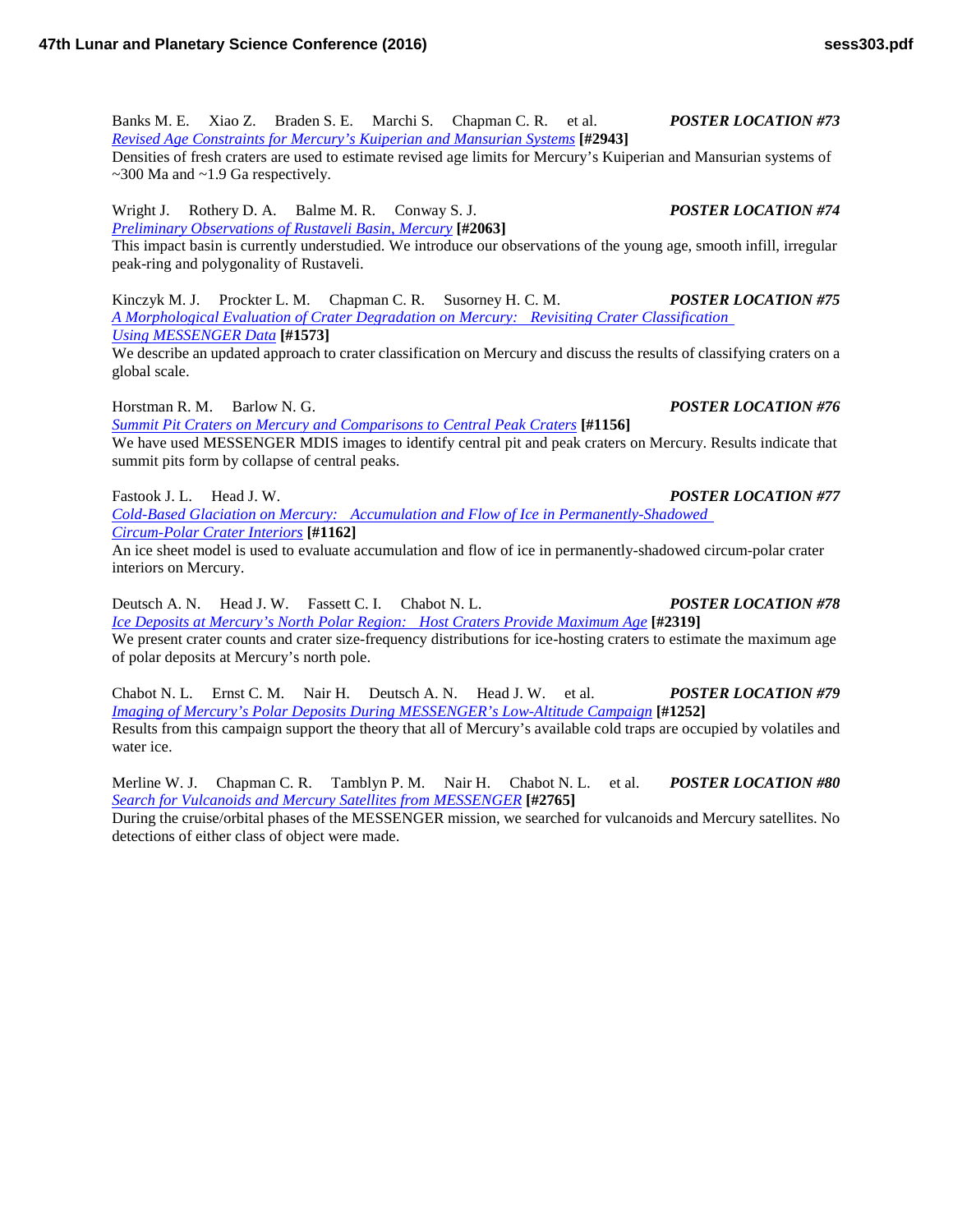Banks M. E. Xiao Z. Braden S. E. Marchi S. Chapman C. R. et al. ***POSTER LOCATION #73***
*Revised Age Constraints for Mercury's Kuiperian and Mansurian Systems* **[#2943]**
Densities of fresh craters are used to estimate revised age limits for Mercury's Kuiperian and Mansurian systems of ~300 Ma and ~1.9 Ga respectively.

Wright J. Rothery D. A. Balme M. R. Conway S. J. ***POSTER LOCATION #74***
*Preliminary Observations of Rustaveli Basin, Mercury* **[#2063]**
This impact basin is currently understudied. We introduce our observations of the young age, smooth infill, irregular peak-ring and polygonality of Rustaveli.

Kinczyk M. J. Prockter L. M. Chapman C. R. Susorney H. C. M. ***POSTER LOCATION #75***
*A Morphological Evaluation of Crater Degradation on Mercury: Revisiting Crater Classification Using MESSENGER Data* **[#1573]**
We describe an updated approach to crater classification on Mercury and discuss the results of classifying craters on a global scale.

Horstman R. M. Barlow N. G. ***POSTER LOCATION #76***
*Summit Pit Craters on Mercury and Comparisons to Central Peak Craters* **[#1156]**
We have used MESSENGER MDIS images to identify central pit and peak craters on Mercury. Results indicate that summit pits form by collapse of central peaks.

Fastook J. L. Head J. W. ***POSTER LOCATION #77***
*Cold-Based Glaciation on Mercury: Accumulation and Flow of Ice in Permanently-Shadowed Circum-Polar Crater Interiors* **[#1162]**
An ice sheet model is used to evaluate accumulation and flow of ice in permanently-shadowed circum-polar crater interiors on Mercury.

Deutsch A. N. Head J. W. Fassett C. I. Chabot N. L. ***POSTER LOCATION #78***
*Ice Deposits at Mercury's North Polar Region: Host Craters Provide Maximum Age* **[#2319]**
We present crater counts and crater size-frequency distributions for ice-hosting craters to estimate the maximum age of polar deposits at Mercury's north pole.

Chabot N. L. Ernst C. M. Nair H. Deutsch A. N. Head J. W. et al. ***POSTER LOCATION #79***
*Imaging of Mercury's Polar Deposits During MESSENGER's Low-Altitude Campaign* **[#1252]**
Results from this campaign support the theory that all of Mercury's available cold traps are occupied by volatiles and water ice.

Merline W. J. Chapman C. R. Tamblyn P. M. Nair H. Chabot N. L. et al. ***POSTER LOCATION #80***
*Search for Vulcanoids and Mercury Satellites from MESSENGER* **[#2765]**
During the cruise/orbital phases of the MESSENGER mission, we searched for vulcanoids and Mercury satellites. No detections of either class of object were made.